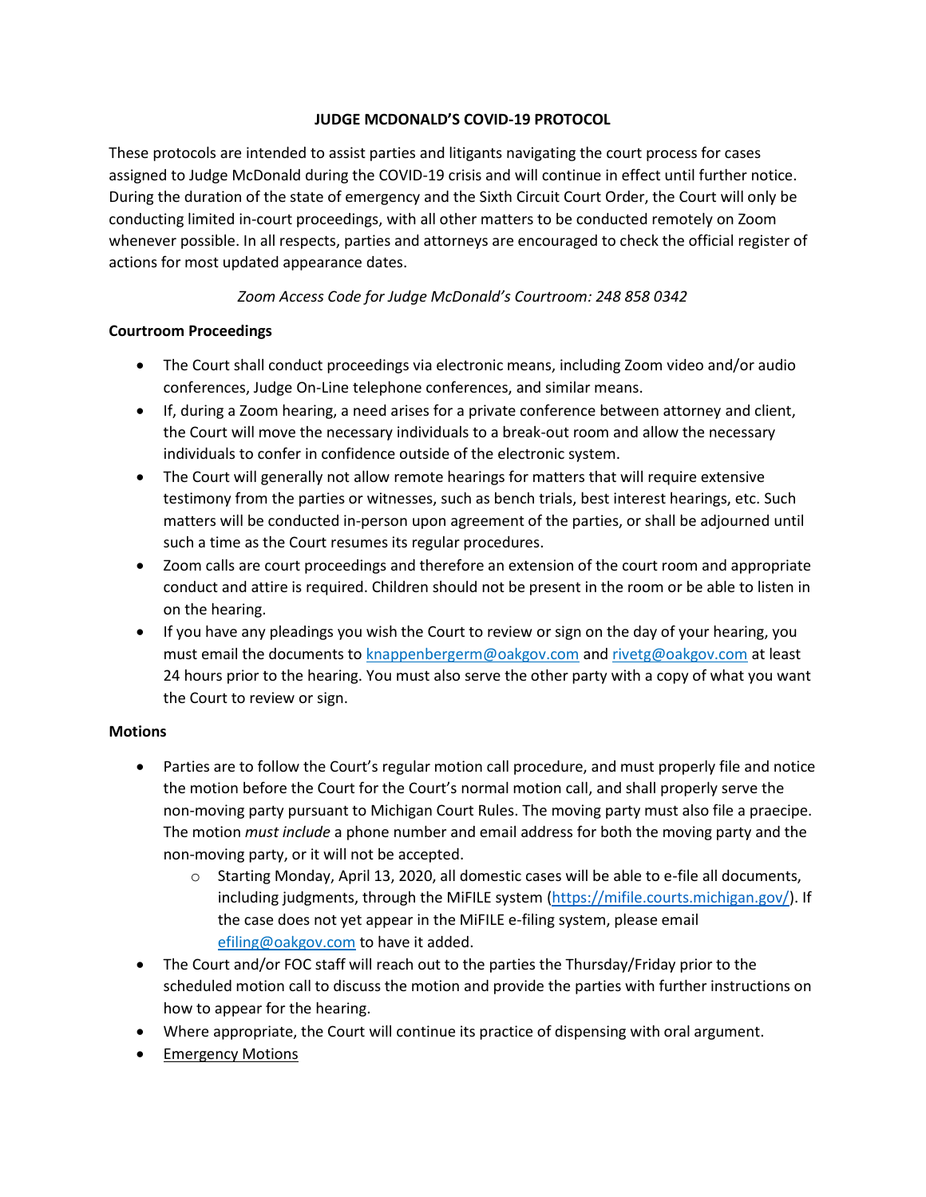# JUDGE MCDONALD'S COVID-19 PROTOCOL

These protocols are intended to assist parties and litigants navigating the court process for cases assigned to Judge McDonald during the COVID-19 crisis and will continue in effect until further notice. During the duration of the state of emergency and the Sixth Circuit Court Order, the Court will only be conducting limited in-court proceedings, with all other matters to be conducted remotely on Zoom whenever possible. In all respects, parties and attorneys are encouraged to check the official register of actions for most updated appearance dates.

*Zoom Access Code for Judge McDonald's Courtroom: 248 858 0342*

**Courtroom Proceedings**

- The Court shall conduct proceedings via electronic means, including Zoom video and/or audio conferences, Judge On-Line telephone conferences, and similar means.
- If, during a Zoom hearing, a need arises for a private conference between attorney and client, the Court will move the necessary individuals to a break-out room and allow the necessary individuals to confer in confidence outside of the electronic system.
- The Court will generally not allow remote hearings for matters that will require extensive testimony from the parties or witnesses, such as bench trials, best interest hearings, etc. Such matters will be conducted in-person upon agreement of the parties, or shall be adjourned until such a time as the Court resumes its regular procedures.
- Zoom calls are court proceedings and therefore an extension of the court room and appropriate conduct and attire is required. Children should not be present in the room or be able to listen in on the hearing.
- If you have any pleadings you wish the Court to review or sign on the day of your hearing, you must email the documents to knappenbergerm@oakgov.com and rivetg@oakgov.com at least 24 hours prior to the hearing. You must also serve the other party with a copy of what you want the Court to review or sign.

**Motions**

- Parties are to follow the Court's regular motion call procedure, and must properly file and notice the motion before the Court for the Court's normal motion call, and shall properly serve the non-moving party pursuant to Michigan Court Rules. The moving party must also file a praecipe. The motion *must include* a phone number and email address for both the moving party and the non-moving party, or it will not be accepted.
  - Starting Monday, April 13, 2020, all domestic cases will be able to e-file all documents, including judgments, through the MiFILE system (https://mifile.courts.michigan.gov/). If the case does not yet appear in the MiFILE e-filing system, please email efiling@oakgov.com to have it added.
- The Court and/or FOC staff will reach out to the parties the Thursday/Friday prior to the scheduled motion call to discuss the motion and provide the parties with further instructions on how to appear for the hearing.
- Where appropriate, the Court will continue its practice of dispensing with oral argument.
- Emergency Motions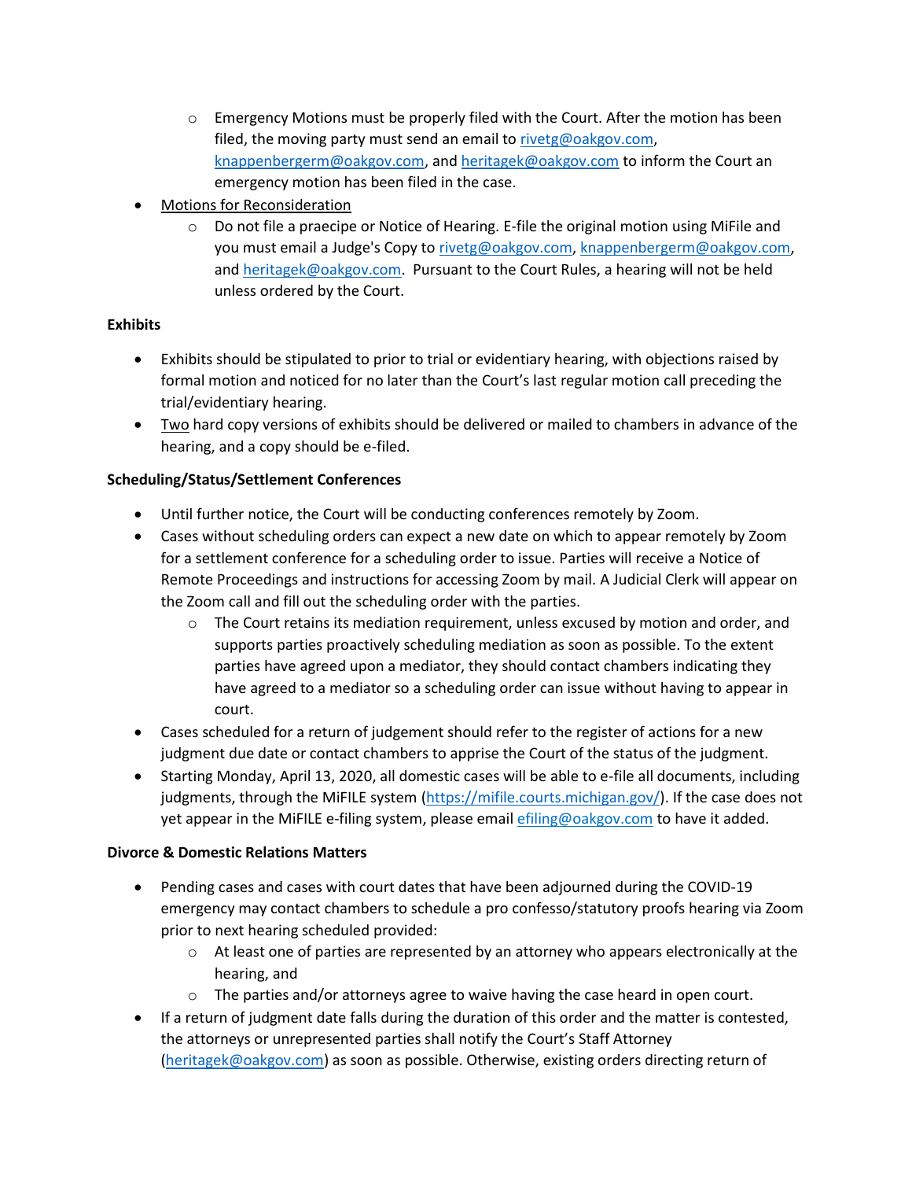- Emergency Motions must be properly filed with the Court. After the motion has been filed, the moving party must send an email to rivetg@oakgov.com, knappenbergerm@oakgov.com, and heritagek@oakgov.com to inform the Court an emergency motion has been filed in the case.
- Motions for Reconsideration
    - Do not file a praecipe or Notice of Hearing. E-file the original motion using MiFile and you must email a Judge's Copy to rivetg@oakgov.com, knappenbergerm@oakgov.com, and heritagek@oakgov.com. Pursuant to the Court Rules, a hearing will not be held unless ordered by the Court.

**Exhibits**

- Exhibits should be stipulated to prior to trial or evidentiary hearing, with objections raised by formal motion and noticed for no later than the Court's last regular motion call preceding the trial/evidentiary hearing.
- Two hard copy versions of exhibits should be delivered or mailed to chambers in advance of the hearing, and a copy should be e-filed.

**Scheduling/Status/Settlement Conferences**

- Until further notice, the Court will be conducting conferences remotely by Zoom.
- Cases without scheduling orders can expect a new date on which to appear remotely by Zoom for a settlement conference for a scheduling order to issue. Parties will receive a Notice of Remote Proceedings and instructions for accessing Zoom by mail. A Judicial Clerk will appear on the Zoom call and fill out the scheduling order with the parties.
    - The Court retains its mediation requirement, unless excused by motion and order, and supports parties proactively scheduling mediation as soon as possible. To the extent parties have agreed upon a mediator, they should contact chambers indicating they have agreed to a mediator so a scheduling order can issue without having to appear in court.
- Cases scheduled for a return of judgement should refer to the register of actions for a new judgment due date or contact chambers to apprise the Court of the status of the judgment.
- Starting Monday, April 13, 2020, all domestic cases will be able to e-file all documents, including judgments, through the MiFILE system (https://mifile.courts.michigan.gov/). If the case does not yet appear in the MiFILE e-filing system, please email efiling@oakgov.com to have it added.

**Divorce & Domestic Relations Matters**

- Pending cases and cases with court dates that have been adjourned during the COVID-19 emergency may contact chambers to schedule a pro confesso/statutory proofs hearing via Zoom prior to next hearing scheduled provided:
    - At least one of parties are represented by an attorney who appears electronically at the hearing, and
    - The parties and/or attorneys agree to waive having the case heard in open court.
- If a return of judgment date falls during the duration of this order and the matter is contested, the attorneys or unrepresented parties shall notify the Court's Staff Attorney (heritagek@oakgov.com) as soon as possible. Otherwise, existing orders directing return of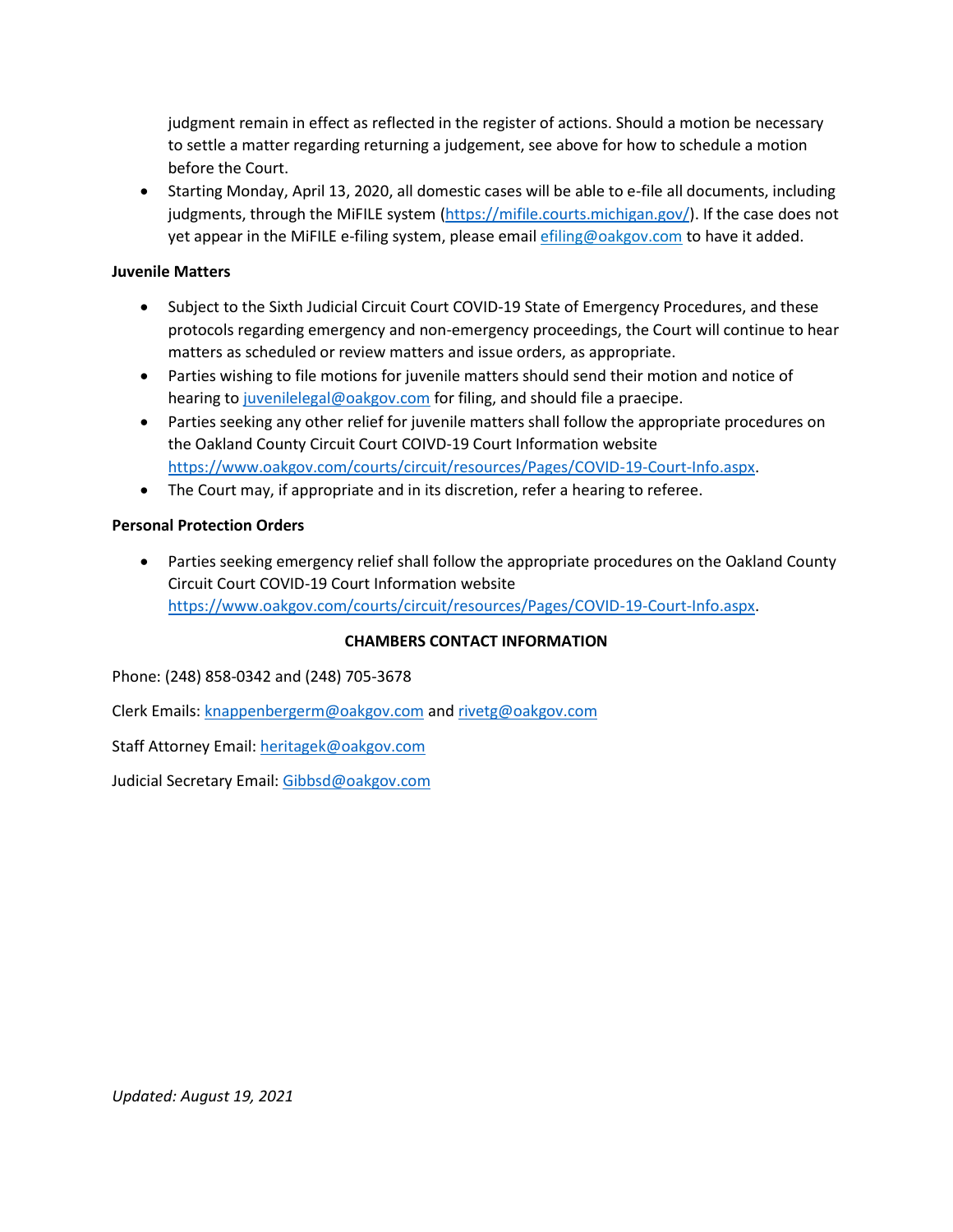judgment remain in effect as reflected in the register of actions. Should a motion be necessary to settle a matter regarding returning a judgement, see above for how to schedule a motion before the Court.

- Starting Monday, April 13, 2020, all domestic cases will be able to e-file all documents, including judgments, through the MiFILE system (https://mifile.courts.michigan.gov/). If the case does not yet appear in the MiFILE e-filing system, please email efiling@oakgov.com to have it added.

**Juvenile Matters**

- Subject to the Sixth Judicial Circuit Court COVID-19 State of Emergency Procedures, and these protocols regarding emergency and non-emergency proceedings, the Court will continue to hear matters as scheduled or review matters and issue orders, as appropriate.
- Parties wishing to file motions for juvenile matters should send their motion and notice of hearing to juvenilelegal@oakgov.com for filing, and should file a praecipe.
- Parties seeking any other relief for juvenile matters shall follow the appropriate procedures on the Oakland County Circuit Court COIVD-19 Court Information website https://www.oakgov.com/courts/circuit/resources/Pages/COVID-19-Court-Info.aspx.
- The Court may, if appropriate and in its discretion, refer a hearing to referee.

**Personal Protection Orders**

- Parties seeking emergency relief shall follow the appropriate procedures on the Oakland County Circuit Court COVID-19 Court Information website https://www.oakgov.com/courts/circuit/resources/Pages/COVID-19-Court-Info.aspx.

**CHAMBERS CONTACT INFORMATION**

Phone: (248) 858-0342 and (248) 705-3678

Clerk Emails: knappenbergerm@oakgov.com and rivetg@oakgov.com

Staff Attorney Email: heritagek@oakgov.com

Judicial Secretary Email: Gibbsd@oakgov.com

*Updated: August 19, 2021*